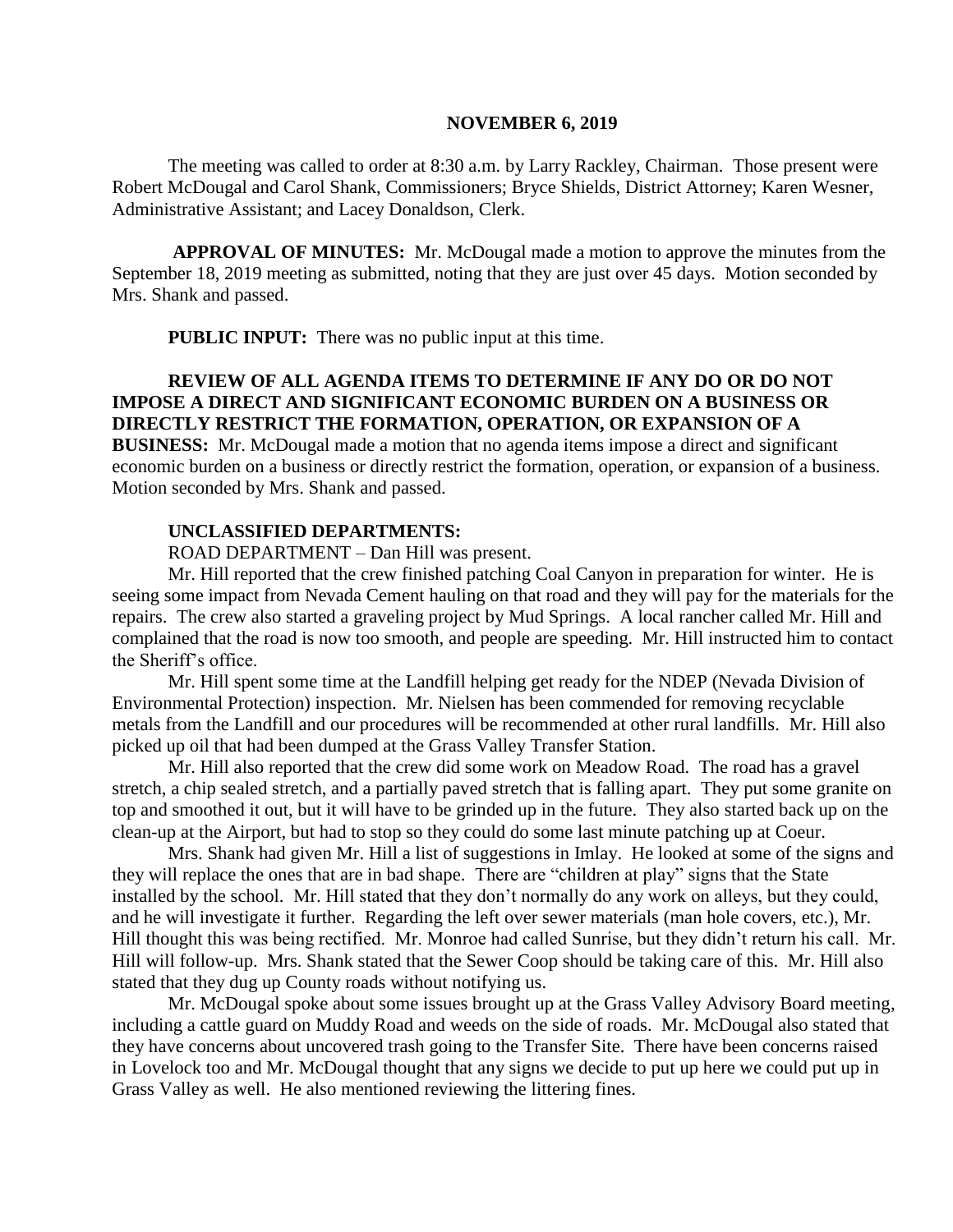**NOVEMBER 6, 2019**

The meeting was called to order at 8:30 a.m. by Larry Rackley, Chairman. Those present were Robert McDougal and Carol Shank, Commissioners; Bryce Shields, District Attorney; Karen Wesner, Administrative Assistant; and Lacey Donaldson, Clerk.

**APPROVAL OF MINUTES:** Mr. McDougal made a motion to approve the minutes from the September 18, 2019 meeting as submitted, noting that they are just over 45 days. Motion seconded by Mrs. Shank and passed.

**PUBLIC INPUT:** There was no public input at this time.

**REVIEW OF ALL AGENDA ITEMS TO DETERMINE IF ANY DO OR DO NOT IMPOSE A DIRECT AND SIGNIFICANT ECONOMIC BURDEN ON A BUSINESS OR DIRECTLY RESTRICT THE FORMATION, OPERATION, OR EXPANSION OF A BUSINESS:** Mr. McDougal made a motion that no agenda items impose a direct and significant economic burden on a business or directly restrict the formation, operation, or expansion of a business. Motion seconded by Mrs. Shank and passed.

**UNCLASSIFIED DEPARTMENTS:**

ROAD DEPARTMENT – Dan Hill was present.

Mr. Hill reported that the crew finished patching Coal Canyon in preparation for winter. He is seeing some impact from Nevada Cement hauling on that road and they will pay for the materials for the repairs. The crew also started a graveling project by Mud Springs. A local rancher called Mr. Hill and complained that the road is now too smooth, and people are speeding. Mr. Hill instructed him to contact the Sheriff's office.

Mr. Hill spent some time at the Landfill helping get ready for the NDEP (Nevada Division of Environmental Protection) inspection. Mr. Nielsen has been commended for removing recyclable metals from the Landfill and our procedures will be recommended at other rural landfills. Mr. Hill also picked up oil that had been dumped at the Grass Valley Transfer Station.

Mr. Hill also reported that the crew did some work on Meadow Road. The road has a gravel stretch, a chip sealed stretch, and a partially paved stretch that is falling apart. They put some granite on top and smoothed it out, but it will have to be grinded up in the future. They also started back up on the clean-up at the Airport, but had to stop so they could do some last minute patching up at Coeur.

Mrs. Shank had given Mr. Hill a list of suggestions in Imlay. He looked at some of the signs and they will replace the ones that are in bad shape. There are "children at play" signs that the State installed by the school. Mr. Hill stated that they don't normally do any work on alleys, but they could, and he will investigate it further. Regarding the left over sewer materials (man hole covers, etc.), Mr. Hill thought this was being rectified. Mr. Monroe had called Sunrise, but they didn't return his call. Mr. Hill will follow-up. Mrs. Shank stated that the Sewer Coop should be taking care of this. Mr. Hill also stated that they dug up County roads without notifying us.

Mr. McDougal spoke about some issues brought up at the Grass Valley Advisory Board meeting, including a cattle guard on Muddy Road and weeds on the side of roads. Mr. McDougal also stated that they have concerns about uncovered trash going to the Transfer Site. There have been concerns raised in Lovelock too and Mr. McDougal thought that any signs we decide to put up here we could put up in Grass Valley as well. He also mentioned reviewing the littering fines.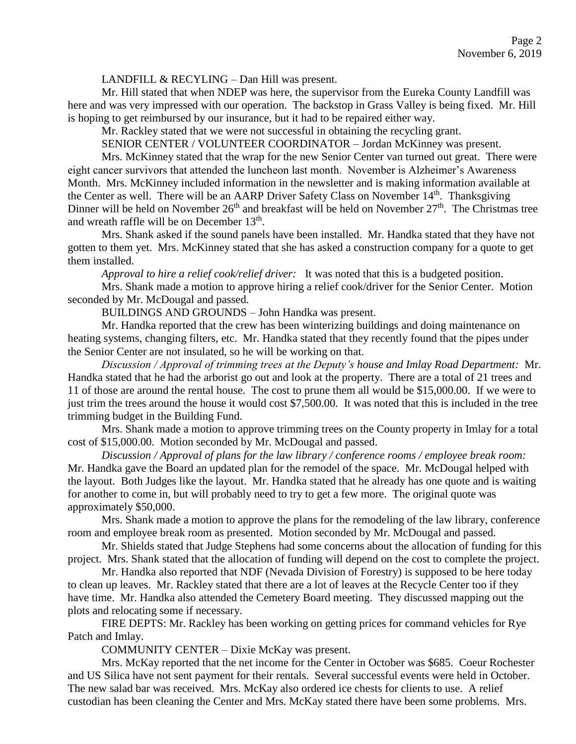LANDFILL & RECYLING – Dan Hill was present.

Mr. Hill stated that when NDEP was here, the supervisor from the Eureka County Landfill was here and was very impressed with our operation. The backstop in Grass Valley is being fixed. Mr. Hill is hoping to get reimbursed by our insurance, but it had to be repaired either way.

Mr. Rackley stated that we were not successful in obtaining the recycling grant.

SENIOR CENTER / VOLUNTEER COORDINATOR – Jordan McKinney was present.

Mrs. McKinney stated that the wrap for the new Senior Center van turned out great. There were eight cancer survivors that attended the luncheon last month. November is Alzheimer's Awareness Month. Mrs. McKinney included information in the newsletter and is making information available at the Center as well. There will be an AARP Driver Safety Class on November 14th. Thanksgiving Dinner will be held on November 26th and breakfast will be held on November 27th. The Christmas tree and wreath raffle will be on December 13th.

Mrs. Shank asked if the sound panels have been installed. Mr. Handka stated that they have not gotten to them yet. Mrs. McKinney stated that she has asked a construction company for a quote to get them installed.

*Approval to hire a relief cook/relief driver:* It was noted that this is a budgeted position.

Mrs. Shank made a motion to approve hiring a relief cook/driver for the Senior Center. Motion seconded by Mr. McDougal and passed.

BUILDINGS AND GROUNDS – John Handka was present.

Mr. Handka reported that the crew has been winterizing buildings and doing maintenance on heating systems, changing filters, etc. Mr. Handka stated that they recently found that the pipes under the Senior Center are not insulated, so he will be working on that.

*Discussion / Approval of trimming trees at the Deputy's house and Imlay Road Department:* Mr. Handka stated that he had the arborist go out and look at the property. There are a total of 21 trees and 11 of those are around the rental house. The cost to prune them all would be $15,000.00. If we were to just trim the trees around the house it would cost $7,500.00. It was noted that this is included in the tree trimming budget in the Building Fund.

Mrs. Shank made a motion to approve trimming trees on the County property in Imlay for a total cost of $15,000.00. Motion seconded by Mr. McDougal and passed.

*Discussion / Approval of plans for the law library / conference rooms / employee break room:* Mr. Handka gave the Board an updated plan for the remodel of the space. Mr. McDougal helped with the layout. Both Judges like the layout. Mr. Handka stated that he already has one quote and is waiting for another to come in, but will probably need to try to get a few more. The original quote was approximately $50,000.

Mrs. Shank made a motion to approve the plans for the remodeling of the law library, conference room and employee break room as presented. Motion seconded by Mr. McDougal and passed.

Mr. Shields stated that Judge Stephens had some concerns about the allocation of funding for this project. Mrs. Shank stated that the allocation of funding will depend on the cost to complete the project.

Mr. Handka also reported that NDF (Nevada Division of Forestry) is supposed to be here today to clean up leaves. Mr. Rackley stated that there are a lot of leaves at the Recycle Center too if they have time. Mr. Handka also attended the Cemetery Board meeting. They discussed mapping out the plots and relocating some if necessary.

FIRE DEPTS: Mr. Rackley has been working on getting prices for command vehicles for Rye Patch and Imlay.

COMMUNITY CENTER – Dixie McKay was present.

Mrs. McKay reported that the net income for the Center in October was $685. Coeur Rochester and US Silica have not sent payment for their rentals. Several successful events were held in October. The new salad bar was received. Mrs. McKay also ordered ice chests for clients to use. A relief custodian has been cleaning the Center and Mrs. McKay stated there have been some problems. Mrs.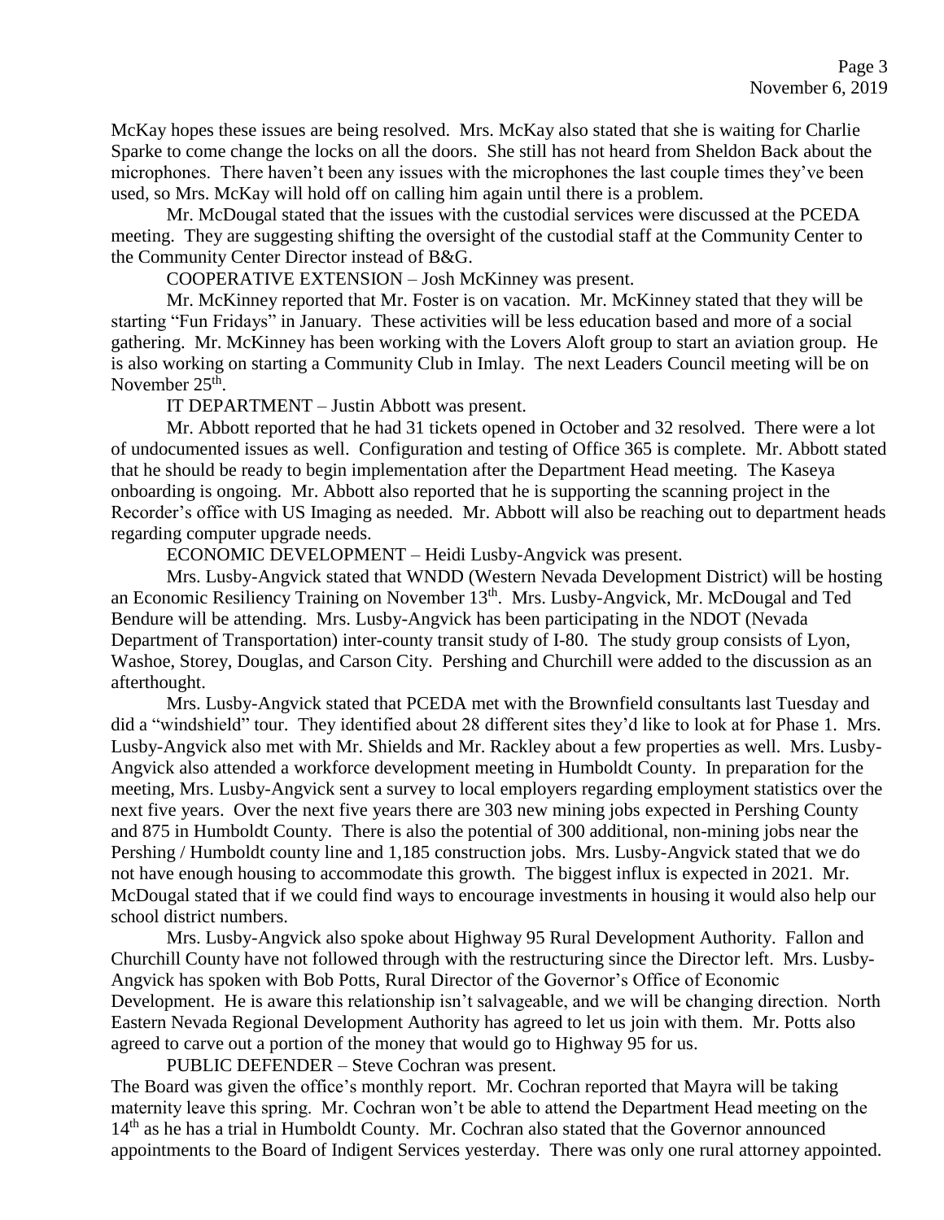McKay hopes these issues are being resolved. Mrs. McKay also stated that she is waiting for Charlie Sparke to come change the locks on all the doors. She still has not heard from Sheldon Back about the microphones. There haven't been any issues with the microphones the last couple times they've been used, so Mrs. McKay will hold off on calling him again until there is a problem.

Mr. McDougal stated that the issues with the custodial services were discussed at the PCEDA meeting. They are suggesting shifting the oversight of the custodial staff at the Community Center to the Community Center Director instead of B&G.

COOPERATIVE EXTENSION – Josh McKinney was present.

Mr. McKinney reported that Mr. Foster is on vacation. Mr. McKinney stated that they will be starting "Fun Fridays" in January. These activities will be less education based and more of a social gathering. Mr. McKinney has been working with the Lovers Aloft group to start an aviation group. He is also working on starting a Community Club in Imlay. The next Leaders Council meeting will be on November 25th.

IT DEPARTMENT – Justin Abbott was present.

Mr. Abbott reported that he had 31 tickets opened in October and 32 resolved. There were a lot of undocumented issues as well. Configuration and testing of Office 365 is complete. Mr. Abbott stated that he should be ready to begin implementation after the Department Head meeting. The Kaseya onboarding is ongoing. Mr. Abbott also reported that he is supporting the scanning project in the Recorder's office with US Imaging as needed. Mr. Abbott will also be reaching out to department heads regarding computer upgrade needs.

ECONOMIC DEVELOPMENT – Heidi Lusby-Angvick was present.

Mrs. Lusby-Angvick stated that WNDD (Western Nevada Development District) will be hosting an Economic Resiliency Training on November 13th. Mrs. Lusby-Angvick, Mr. McDougal and Ted Bendure will be attending. Mrs. Lusby-Angvick has been participating in the NDOT (Nevada Department of Transportation) inter-county transit study of I-80. The study group consists of Lyon, Washoe, Storey, Douglas, and Carson City. Pershing and Churchill were added to the discussion as an afterthought.

Mrs. Lusby-Angvick stated that PCEDA met with the Brownfield consultants last Tuesday and did a "windshield" tour. They identified about 28 different sites they'd like to look at for Phase 1. Mrs. Lusby-Angvick also met with Mr. Shields and Mr. Rackley about a few properties as well. Mrs. Lusby-Angvick also attended a workforce development meeting in Humboldt County. In preparation for the meeting, Mrs. Lusby-Angvick sent a survey to local employers regarding employment statistics over the next five years. Over the next five years there are 303 new mining jobs expected in Pershing County and 875 in Humboldt County. There is also the potential of 300 additional, non-mining jobs near the Pershing / Humboldt county line and 1,185 construction jobs. Mrs. Lusby-Angvick stated that we do not have enough housing to accommodate this growth. The biggest influx is expected in 2021. Mr. McDougal stated that if we could find ways to encourage investments in housing it would also help our school district numbers.

Mrs. Lusby-Angvick also spoke about Highway 95 Rural Development Authority. Fallon and Churchill County have not followed through with the restructuring since the Director left. Mrs. Lusby-Angvick has spoken with Bob Potts, Rural Director of the Governor's Office of Economic Development. He is aware this relationship isn't salvageable, and we will be changing direction. North Eastern Nevada Regional Development Authority has agreed to let us join with them. Mr. Potts also agreed to carve out a portion of the money that would go to Highway 95 for us.

PUBLIC DEFENDER – Steve Cochran was present.

The Board was given the office's monthly report. Mr. Cochran reported that Mayra will be taking maternity leave this spring. Mr. Cochran won't be able to attend the Department Head meeting on the 14th as he has a trial in Humboldt County. Mr. Cochran also stated that the Governor announced appointments to the Board of Indigent Services yesterday. There was only one rural attorney appointed.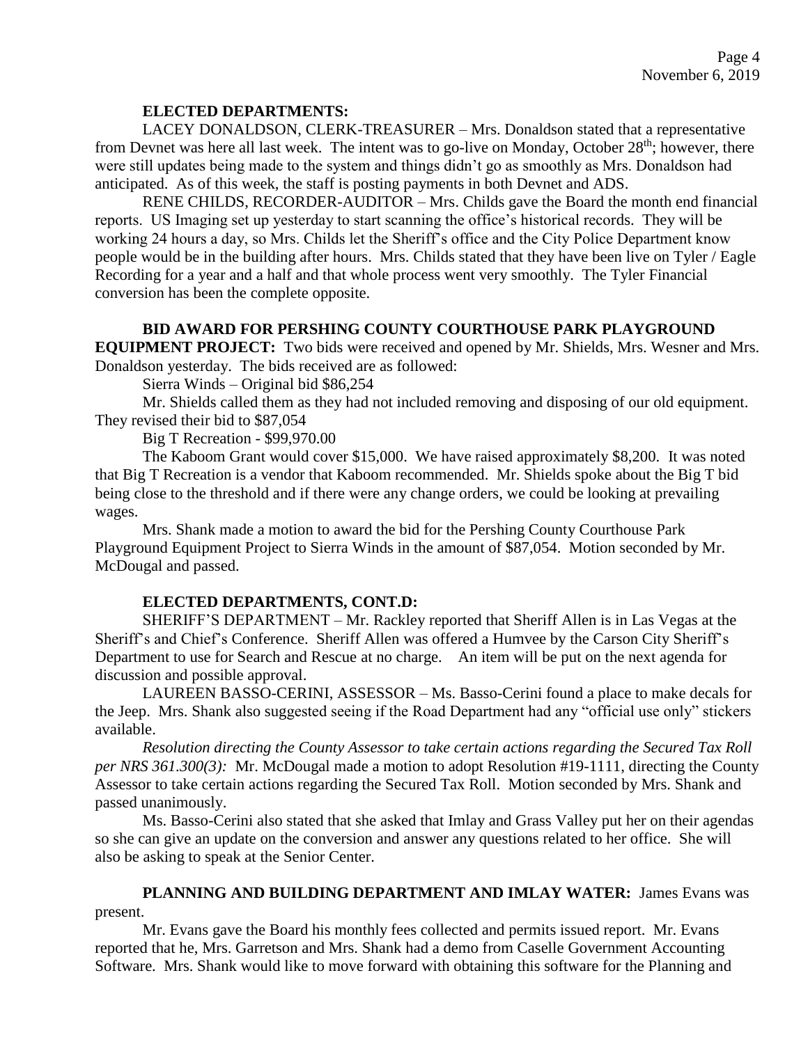**ELECTED DEPARTMENTS:**

LACEY DONALDSON, CLERK-TREASURER – Mrs. Donaldson stated that a representative from Devnet was here all last week. The intent was to go-live on Monday, October 28th; however, there were still updates being made to the system and things didn't go as smoothly as Mrs. Donaldson had anticipated. As of this week, the staff is posting payments in both Devnet and ADS.

RENE CHILDS, RECORDER-AUDITOR – Mrs. Childs gave the Board the month end financial reports. US Imaging set up yesterday to start scanning the office's historical records. They will be working 24 hours a day, so Mrs. Childs let the Sheriff's office and the City Police Department know people would be in the building after hours. Mrs. Childs stated that they have been live on Tyler / Eagle Recording for a year and a half and that whole process went very smoothly. The Tyler Financial conversion has been the complete opposite.

**BID AWARD FOR PERSHING COUNTY COURTHOUSE PARK PLAYGROUND EQUIPMENT PROJECT:** Two bids were received and opened by Mr. Shields, Mrs. Wesner and Mrs. Donaldson yesterday. The bids received are as followed:

Sierra Winds – Original bid $86,254

Mr. Shields called them as they had not included removing and disposing of our old equipment. They revised their bid to $87,054

Big T Recreation - $99,970.00

The Kaboom Grant would cover $15,000. We have raised approximately $8,200. It was noted that Big T Recreation is a vendor that Kaboom recommended. Mr. Shields spoke about the Big T bid being close to the threshold and if there were any change orders, we could be looking at prevailing wages.

Mrs. Shank made a motion to award the bid for the Pershing County Courthouse Park Playground Equipment Project to Sierra Winds in the amount of $87,054. Motion seconded by Mr. McDougal and passed.

**ELECTED DEPARTMENTS, CONT.D:**

SHERIFF'S DEPARTMENT – Mr. Rackley reported that Sheriff Allen is in Las Vegas at the Sheriff's and Chief's Conference. Sheriff Allen was offered a Humvee by the Carson City Sheriff's Department to use for Search and Rescue at no charge. An item will be put on the next agenda for discussion and possible approval.

LAUREEN BASSO-CERINI, ASSESSOR – Ms. Basso-Cerini found a place to make decals for the Jeep. Mrs. Shank also suggested seeing if the Road Department had any "official use only" stickers available.

*Resolution directing the County Assessor to take certain actions regarding the Secured Tax Roll per NRS 361.300(3):* Mr. McDougal made a motion to adopt Resolution #19-1111, directing the County Assessor to take certain actions regarding the Secured Tax Roll. Motion seconded by Mrs. Shank and passed unanimously.

Ms. Basso-Cerini also stated that she asked that Imlay and Grass Valley put her on their agendas so she can give an update on the conversion and answer any questions related to her office. She will also be asking to speak at the Senior Center.

**PLANNING AND BUILDING DEPARTMENT AND IMLAY WATER:** James Evans was present.

Mr. Evans gave the Board his monthly fees collected and permits issued report. Mr. Evans reported that he, Mrs. Garretson and Mrs. Shank had a demo from Caselle Government Accounting Software. Mrs. Shank would like to move forward with obtaining this software for the Planning and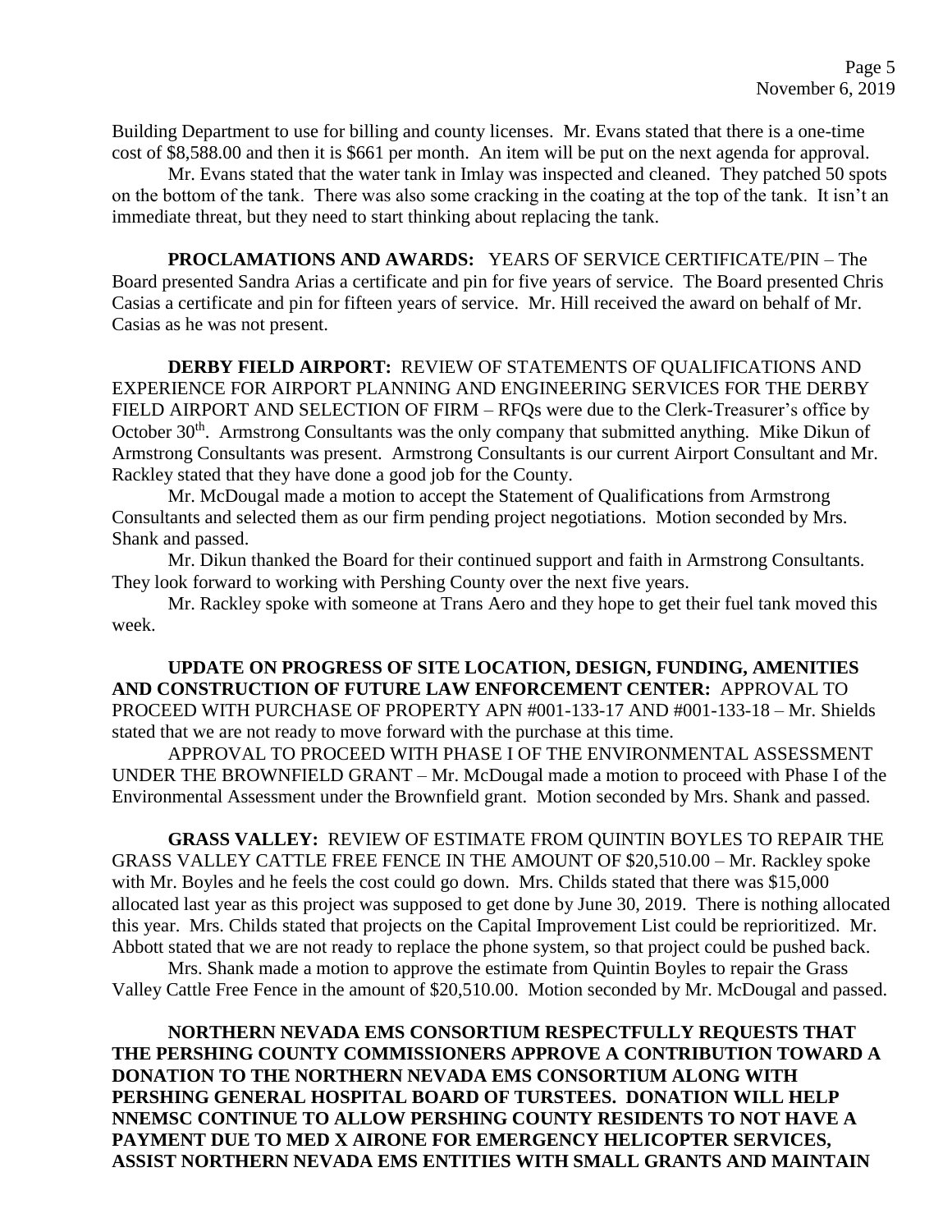Building Department to use for billing and county licenses. Mr. Evans stated that there is a one-time cost of $8,588.00 and then it is $661 per month. An item will be put on the next agenda for approval.

Mr. Evans stated that the water tank in Imlay was inspected and cleaned. They patched 50 spots on the bottom of the tank. There was also some cracking in the coating at the top of the tank. It isn't an immediate threat, but they need to start thinking about replacing the tank.

**PROCLAMATIONS AND AWARDS:** YEARS OF SERVICE CERTIFICATE/PIN – The Board presented Sandra Arias a certificate and pin for five years of service. The Board presented Chris Casias a certificate and pin for fifteen years of service. Mr. Hill received the award on behalf of Mr. Casias as he was not present.

**DERBY FIELD AIRPORT:** REVIEW OF STATEMENTS OF QUALIFICATIONS AND EXPERIENCE FOR AIRPORT PLANNING AND ENGINEERING SERVICES FOR THE DERBY FIELD AIRPORT AND SELECTION OF FIRM – RFQs were due to the Clerk-Treasurer's office by October 30th. Armstrong Consultants was the only company that submitted anything. Mike Dikun of Armstrong Consultants was present. Armstrong Consultants is our current Airport Consultant and Mr. Rackley stated that they have done a good job for the County.

Mr. McDougal made a motion to accept the Statement of Qualifications from Armstrong Consultants and selected them as our firm pending project negotiations. Motion seconded by Mrs. Shank and passed.

Mr. Dikun thanked the Board for their continued support and faith in Armstrong Consultants. They look forward to working with Pershing County over the next five years.

Mr. Rackley spoke with someone at Trans Aero and they hope to get their fuel tank moved this week.

**UPDATE ON PROGRESS OF SITE LOCATION, DESIGN, FUNDING, AMENITIES AND CONSTRUCTION OF FUTURE LAW ENFORCEMENT CENTER:** APPROVAL TO PROCEED WITH PURCHASE OF PROPERTY APN #001-133-17 AND #001-133-18 – Mr. Shields stated that we are not ready to move forward with the purchase at this time.

APPROVAL TO PROCEED WITH PHASE I OF THE ENVIRONMENTAL ASSESSMENT UNDER THE BROWNFIELD GRANT – Mr. McDougal made a motion to proceed with Phase I of the Environmental Assessment under the Brownfield grant. Motion seconded by Mrs. Shank and passed.

**GRASS VALLEY:** REVIEW OF ESTIMATE FROM QUINTIN BOYLES TO REPAIR THE GRASS VALLEY CATTLE FREE FENCE IN THE AMOUNT OF $20,510.00 – Mr. Rackley spoke with Mr. Boyles and he feels the cost could go down. Mrs. Childs stated that there was $15,000 allocated last year as this project was supposed to get done by June 30, 2019. There is nothing allocated this year. Mrs. Childs stated that projects on the Capital Improvement List could be reprioritized. Mr. Abbott stated that we are not ready to replace the phone system, so that project could be pushed back.

Mrs. Shank made a motion to approve the estimate from Quintin Boyles to repair the Grass Valley Cattle Free Fence in the amount of $20,510.00. Motion seconded by Mr. McDougal and passed.

**NORTHERN NEVADA EMS CONSORTIUM RESPECTFULLY REQUESTS THAT THE PERSHING COUNTY COMMISSIONERS APPROVE A CONTRIBUTION TOWARD A DONATION TO THE NORTHERN NEVADA EMS CONSORTIUM ALONG WITH PERSHING GENERAL HOSPITAL BOARD OF TURSTEES. DONATION WILL HELP NNEMSC CONTINUE TO ALLOW PERSHING COUNTY RESIDENTS TO NOT HAVE A PAYMENT DUE TO MED X AIRONE FOR EMERGENCY HELICOPTER SERVICES, ASSIST NORTHERN NEVADA EMS ENTITIES WITH SMALL GRANTS AND MAINTAIN**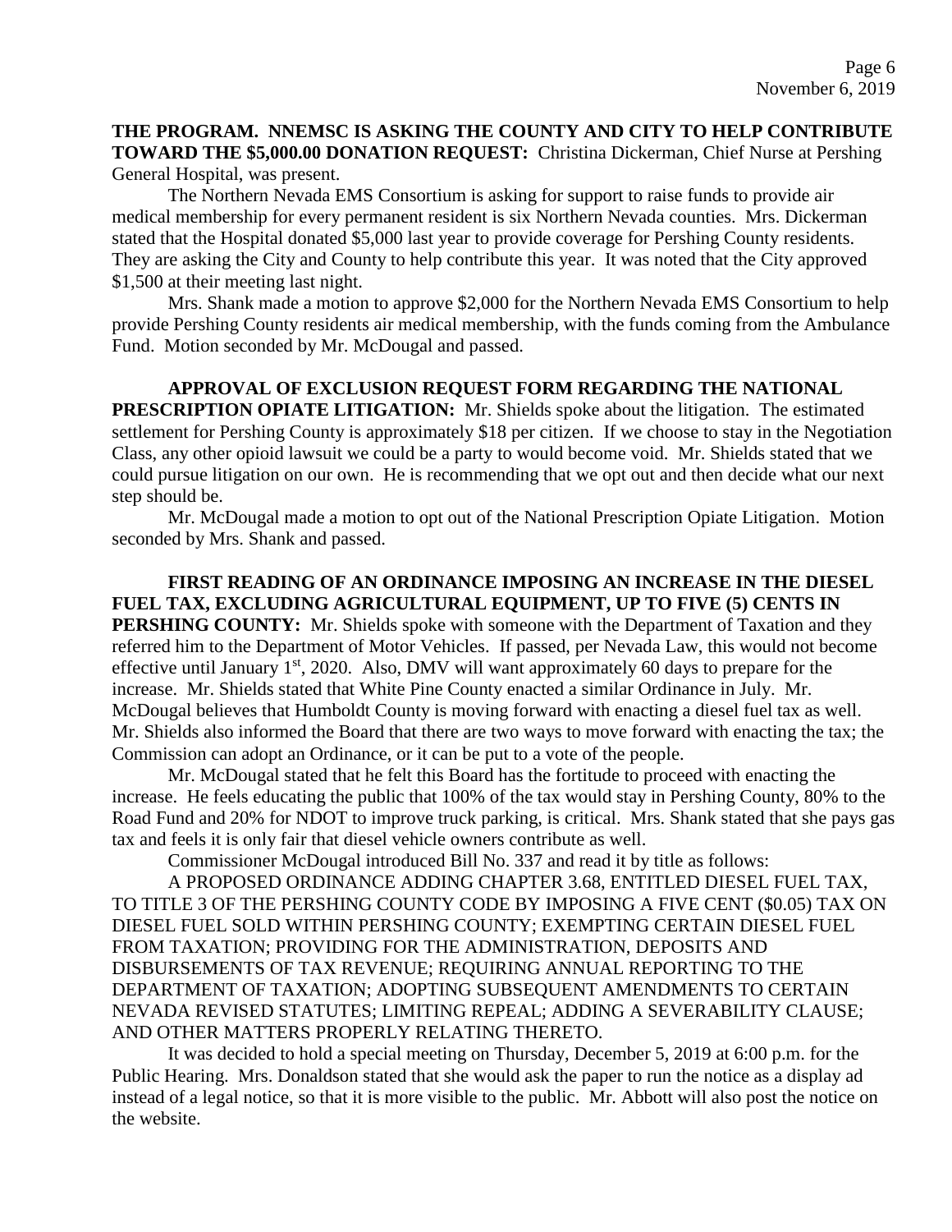**THE PROGRAM. NNEMSC IS ASKING THE COUNTY AND CITY TO HELP CONTRIBUTE TOWARD THE $5,000.00 DONATION REQUEST:** Christina Dickerman, Chief Nurse at Pershing General Hospital, was present.

The Northern Nevada EMS Consortium is asking for support to raise funds to provide air medical membership for every permanent resident is six Northern Nevada counties. Mrs. Dickerman stated that the Hospital donated $5,000 last year to provide coverage for Pershing County residents. They are asking the City and County to help contribute this year. It was noted that the City approved $1,500 at their meeting last night.

Mrs. Shank made a motion to approve $2,000 for the Northern Nevada EMS Consortium to help provide Pershing County residents air medical membership, with the funds coming from the Ambulance Fund. Motion seconded by Mr. McDougal and passed.

**APPROVAL OF EXCLUSION REQUEST FORM REGARDING THE NATIONAL PRESCRIPTION OPIATE LITIGATION:** Mr. Shields spoke about the litigation. The estimated settlement for Pershing County is approximately $18 per citizen. If we choose to stay in the Negotiation Class, any other opioid lawsuit we could be a party to would become void. Mr. Shields stated that we could pursue litigation on our own. He is recommending that we opt out and then decide what our next step should be.

Mr. McDougal made a motion to opt out of the National Prescription Opiate Litigation. Motion seconded by Mrs. Shank and passed.

**FIRST READING OF AN ORDINANCE IMPOSING AN INCREASE IN THE DIESEL FUEL TAX, EXCLUDING AGRICULTURAL EQUIPMENT, UP TO FIVE (5) CENTS IN PERSHING COUNTY:** Mr. Shields spoke with someone with the Department of Taxation and they referred him to the Department of Motor Vehicles. If passed, per Nevada Law, this would not become effective until January 1st, 2020. Also, DMV will want approximately 60 days to prepare for the increase. Mr. Shields stated that White Pine County enacted a similar Ordinance in July. Mr. McDougal believes that Humboldt County is moving forward with enacting a diesel fuel tax as well. Mr. Shields also informed the Board that there are two ways to move forward with enacting the tax; the Commission can adopt an Ordinance, or it can be put to a vote of the people.

Mr. McDougal stated that he felt this Board has the fortitude to proceed with enacting the increase. He feels educating the public that 100% of the tax would stay in Pershing County, 80% to the Road Fund and 20% for NDOT to improve truck parking, is critical. Mrs. Shank stated that she pays gas tax and feels it is only fair that diesel vehicle owners contribute as well.

Commissioner McDougal introduced Bill No. 337 and read it by title as follows:

A PROPOSED ORDINANCE ADDING CHAPTER 3.68, ENTITLED DIESEL FUEL TAX, TO TITLE 3 OF THE PERSHING COUNTY CODE BY IMPOSING A FIVE CENT ($0.05) TAX ON DIESEL FUEL SOLD WITHIN PERSHING COUNTY; EXEMPTING CERTAIN DIESEL FUEL FROM TAXATION; PROVIDING FOR THE ADMINISTRATION, DEPOSITS AND DISBURSEMENTS OF TAX REVENUE; REQUIRING ANNUAL REPORTING TO THE DEPARTMENT OF TAXATION; ADOPTING SUBSEQUENT AMENDMENTS TO CERTAIN NEVADA REVISED STATUTES; LIMITING REPEAL; ADDING A SEVERABILITY CLAUSE; AND OTHER MATTERS PROPERLY RELATING THERETO.

It was decided to hold a special meeting on Thursday, December 5, 2019 at 6:00 p.m. for the Public Hearing. Mrs. Donaldson stated that she would ask the paper to run the notice as a display ad instead of a legal notice, so that it is more visible to the public. Mr. Abbott will also post the notice on the website.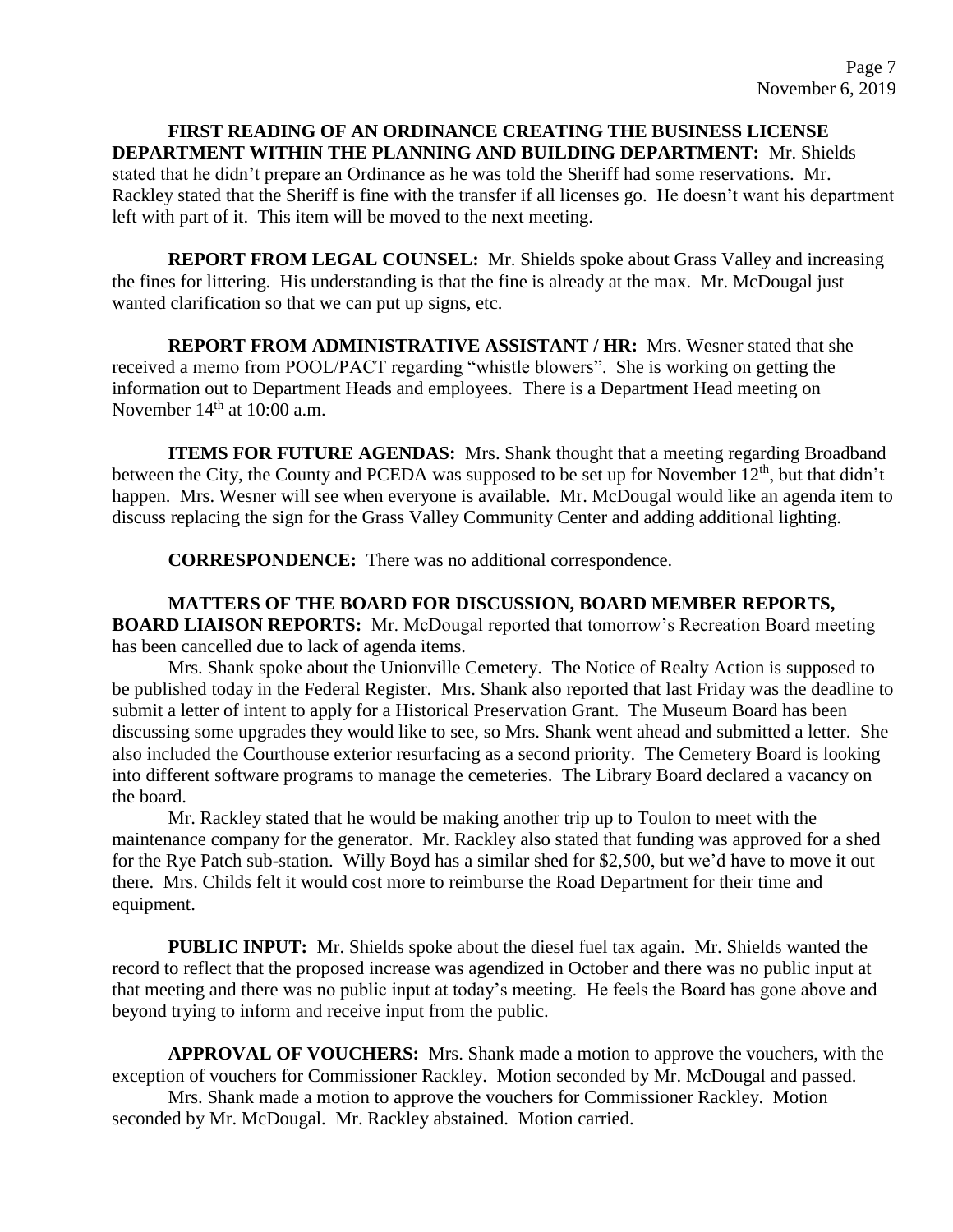**FIRST READING OF AN ORDINANCE CREATING THE BUSINESS LICENSE DEPARTMENT WITHIN THE PLANNING AND BUILDING DEPARTMENT:** Mr. Shields stated that he didn't prepare an Ordinance as he was told the Sheriff had some reservations. Mr. Rackley stated that the Sheriff is fine with the transfer if all licenses go. He doesn't want his department left with part of it. This item will be moved to the next meeting.

**REPORT FROM LEGAL COUNSEL:** Mr. Shields spoke about Grass Valley and increasing the fines for littering. His understanding is that the fine is already at the max. Mr. McDougal just wanted clarification so that we can put up signs, etc.

**REPORT FROM ADMINISTRATIVE ASSISTANT / HR:** Mrs. Wesner stated that she received a memo from POOL/PACT regarding "whistle blowers". She is working on getting the information out to Department Heads and employees. There is a Department Head meeting on November 14th at 10:00 a.m.

**ITEMS FOR FUTURE AGENDAS:** Mrs. Shank thought that a meeting regarding Broadband between the City, the County and PCEDA was supposed to be set up for November 12th, but that didn't happen. Mrs. Wesner will see when everyone is available. Mr. McDougal would like an agenda item to discuss replacing the sign for the Grass Valley Community Center and adding additional lighting.

**CORRESPONDENCE:** There was no additional correspondence.

**MATTERS OF THE BOARD FOR DISCUSSION, BOARD MEMBER REPORTS, BOARD LIAISON REPORTS:** Mr. McDougal reported that tomorrow's Recreation Board meeting has been cancelled due to lack of agenda items.

Mrs. Shank spoke about the Unionville Cemetery. The Notice of Realty Action is supposed to be published today in the Federal Register. Mrs. Shank also reported that last Friday was the deadline to submit a letter of intent to apply for a Historical Preservation Grant. The Museum Board has been discussing some upgrades they would like to see, so Mrs. Shank went ahead and submitted a letter. She also included the Courthouse exterior resurfacing as a second priority. The Cemetery Board is looking into different software programs to manage the cemeteries. The Library Board declared a vacancy on the board.

Mr. Rackley stated that he would be making another trip up to Toulon to meet with the maintenance company for the generator. Mr. Rackley also stated that funding was approved for a shed for the Rye Patch sub-station. Willy Boyd has a similar shed for $2,500, but we'd have to move it out there. Mrs. Childs felt it would cost more to reimburse the Road Department for their time and equipment.

**PUBLIC INPUT:** Mr. Shields spoke about the diesel fuel tax again. Mr. Shields wanted the record to reflect that the proposed increase was agendized in October and there was no public input at that meeting and there was no public input at today's meeting. He feels the Board has gone above and beyond trying to inform and receive input from the public.

**APPROVAL OF VOUCHERS:** Mrs. Shank made a motion to approve the vouchers, with the exception of vouchers for Commissioner Rackley. Motion seconded by Mr. McDougal and passed.

Mrs. Shank made a motion to approve the vouchers for Commissioner Rackley. Motion seconded by Mr. McDougal. Mr. Rackley abstained. Motion carried.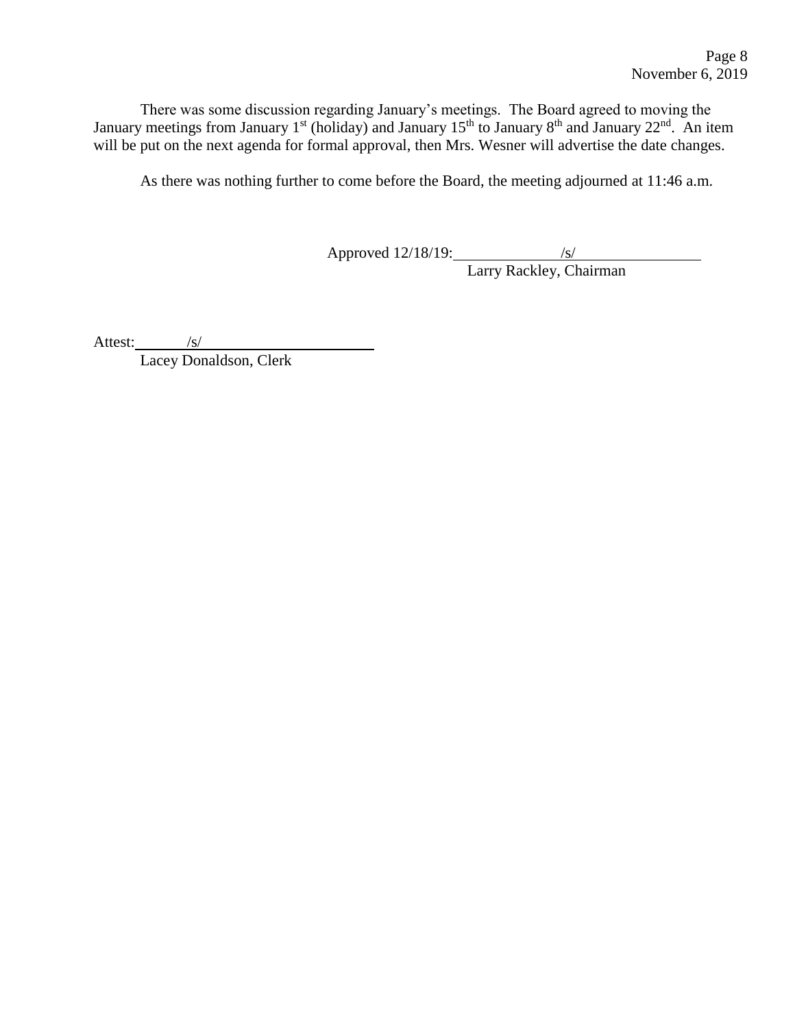There was some discussion regarding January's meetings. The Board agreed to moving the January meetings from January 1st (holiday) and January 15th to January 8th and January 22nd. An item will be put on the next agenda for formal approval, then Mrs. Wesner will advertise the date changes.

As there was nothing further to come before the Board, the meeting adjourned at 11:46 a.m.

Approved 12/18/19: /s/
Larry Rackley, Chairman

Attest: /s/
Lacey Donaldson, Clerk